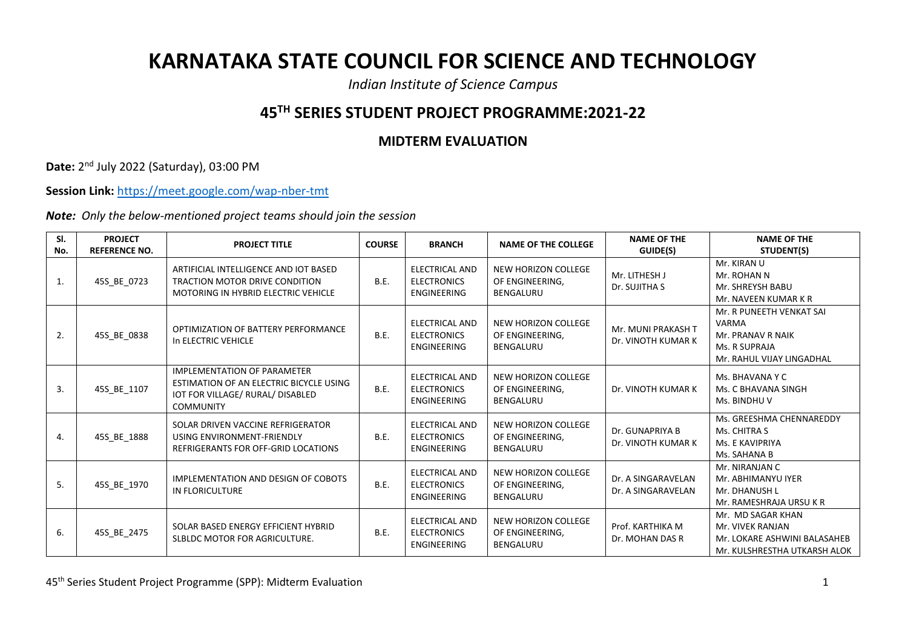# KARNATAKA STATE COUNCIL FOR SCIENCE AND TECHNOLOGY

*Indian Institute of Science Campus*

## 45TH SERIES STUDENT PROJECT PROGRAMME:2021-22

### MIDTERM EVALUATION

**Date:** 2nd July 2022 (Saturday), 03:00 PM

**Session Link:** https://meet.google.com/wap-nber-tmt

***Note:*** *Only the below-mentioned project teams should join the session*

| Sl. No. | PROJECT REFERENCE NO. | PROJECT TITLE | COURSE | BRANCH | NAME OF THE COLLEGE | NAME OF THE GUIDE(S) | NAME OF THE STUDENT(S) |
|---|---|---|---|---|---|---|---|
| 1. | 45S_BE_0723 | ARTIFICIAL INTELLIGENCE AND IOT BASED TRACTION MOTOR DRIVE CONDITION MOTORING IN HYBRID ELECTRIC VEHICLE | B.E. | ELECTRICAL AND ELECTRONICS ENGINEERING | NEW HORIZON COLLEGE OF ENGINEERING, BENGALURU | Mr. LITHESH J<br>Dr. SUJITHA S | Mr. KIRAN U<br>Mr. ROHAN N<br>Mr. SHREYSH BABU<br>Mr. NAVEEN KUMAR K R |
| 2. | 45S_BE_0838 | OPTIMIZATION OF BATTERY PERFORMANCE In ELECTRIC VEHICLE | B.E. | ELECTRICAL AND ELECTRONICS ENGINEERING | NEW HORIZON COLLEGE OF ENGINEERING, BENGALURU | Mr. MUNI PRAKASH T<br>Dr. VINOTH KUMAR K | Mr. R PUNEETH VENKAT SAI VARMA<br>Mr. PRANAV R NAIK<br>Ms. R SUPRAJA<br>Mr. RAHUL VIJAY LINGADHAL |
| 3. | 45S_BE_1107 | IMPLEMENTATION OF PARAMETER ESTIMATION OF AN ELECTRIC BICYCLE USING IOT FOR VILLAGE/ RURAL/ DISABLED COMMUNITY | B.E. | ELECTRICAL AND ELECTRONICS ENGINEERING | NEW HORIZON COLLEGE OF ENGINEERING, BENGALURU | Dr. VINOTH KUMAR K | Ms. BHAVANA Y C<br>Ms. C BHAVANA SINGH<br>Ms. BINDHU V |
| 4. | 45S_BE_1888 | SOLAR DRIVEN VACCINE REFRIGERATOR USING ENVIRONMENT-FRIENDLY REFRIGERANTS FOR OFF-GRID LOCATIONS | B.E. | ELECTRICAL AND ELECTRONICS ENGINEERING | NEW HORIZON COLLEGE OF ENGINEERING, BENGALURU | Dr. GUNAPRIYA B<br>Dr. VINOTH KUMAR K | Ms. GREESHMA CHENNAREDDY<br>Ms. CHITRA S<br>Ms. E KAVIPRIYA<br>Ms. SAHANA B |
| 5. | 45S_BE_1970 | IMPLEMENTATION AND DESIGN OF COBOTS IN FLORICULTURE | B.E. | ELECTRICAL AND ELECTRONICS ENGINEERING | NEW HORIZON COLLEGE OF ENGINEERING, BENGALURU | Dr. A SINGARAVELAN<br>Dr. A SINGARAVELAN | Mr. NIRANJAN C<br>Mr. ABHIMANYU IYER<br>Mr. DHANUSH L<br>Mr. RAMESHRAJA URSU K R |
| 6. | 45S_BE_2475 | SOLAR BASED ENERGY EFFICIENT HYBRID SLBLDC MOTOR FOR AGRICULTURE. | B.E. | ELECTRICAL AND ELECTRONICS ENGINEERING | NEW HORIZON COLLEGE OF ENGINEERING, BENGALURU | Prof. KARTHIKA M<br>Dr. MOHAN DAS R | Mr. MD SAGAR KHAN<br>Mr. VIVEK RANJAN<br>Mr. LOKARE ASHWINI BALASAHEB<br>Mr. KULSHRESTHA UTKARSH ALOK |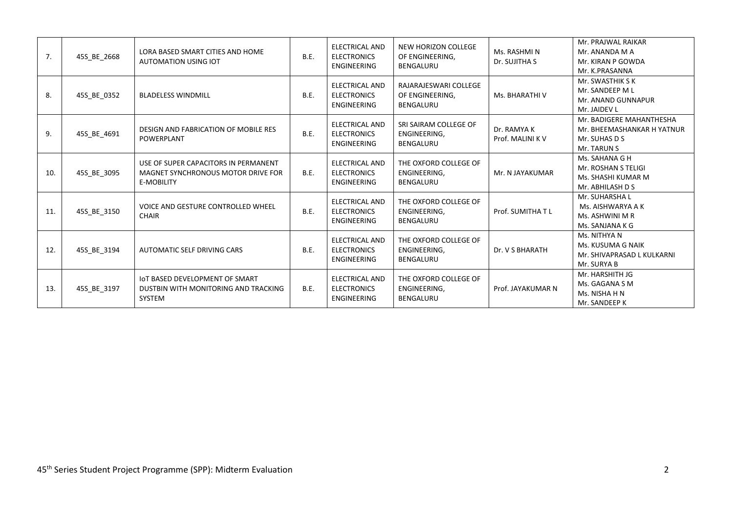| | | | | | | | |
|---|---|---|---|---|---|---|---|
| 7. | 45S_BE_2668 | LORA BASED SMART CITIES AND HOME AUTOMATION USING IOT | B.E. | ELECTRICAL AND ELECTRONICS ENGINEERING | NEW HORIZON COLLEGE OF ENGINEERING, BENGALURU | Ms. RASHMI N<br>Dr. SUJITHA S | Mr. PRAJWAL RAIKAR<br>Mr. ANANDA M A<br>Mr. KIRAN P GOWDA<br>Mr. K.PRASANNA |
| 8. | 45S_BE_0352 | BLADELESS WINDMILL | B.E. | ELECTRICAL AND ELECTRONICS ENGINEERING | RAJARAJESWARI COLLEGE OF ENGINEERING, BENGALURU | Ms. BHARATHI V | Mr. SWASTHIK S K<br>Mr. SANDEEP M L<br>Mr. ANAND GUNNAPUR<br>Mr. JAIDEV L |
| 9. | 45S_BE_4691 | DESIGN AND FABRICATION OF MOBILE RES POWERPLANT | B.E. | ELECTRICAL AND ELECTRONICS ENGINEERING | SRI SAIRAM COLLEGE OF ENGINEERING, BENGALURU | Dr. RAMYA K<br>Prof. MALINI K V | Mr. BADIGERE MAHANTHESHA<br>Mr. BHEEMASHANKAR H YATNUR<br>Mr. SUHAS D S<br>Mr. TARUN S |
| 10. | 45S_BE_3095 | USE OF SUPER CAPACITORS IN PERMANENT MAGNET SYNCHRONOUS MOTOR DRIVE FOR E-MOBILITY | B.E. | ELECTRICAL AND ELECTRONICS ENGINEERING | THE OXFORD COLLEGE OF ENGINEERING, BENGALURU | Mr. N JAYAKUMAR | Ms. SAHANA G H<br>Mr. ROSHAN S TELIGI<br>Ms. SHASHI KUMAR M<br>Mr. ABHILASH D S |
| 11. | 45S_BE_3150 | VOICE AND GESTURE CONTROLLED WHEEL CHAIR | B.E. | ELECTRICAL AND ELECTRONICS ENGINEERING | THE OXFORD COLLEGE OF ENGINEERING, BENGALURU | Prof. SUMITHA T L | Mr. SUHARSHA L<br>Ms. AISHWARYA A K<br>Ms. ASHWINI M R<br>Ms. SANJANA K G |
| 12. | 45S_BE_3194 | AUTOMATIC SELF DRIVING CARS | B.E. | ELECTRICAL AND ELECTRONICS ENGINEERING | THE OXFORD COLLEGE OF ENGINEERING, BENGALURU | Dr. V S BHARATH | Ms. NITHYA N<br>Ms. KUSUMA G NAIK<br>Mr. SHIVAPRASAD L KULKARNI<br>Mr. SURYA B |
| 13. | 45S_BE_3197 | IoT BASED DEVELOPMENT OF SMART DUSTBIN WITH MONITORING AND TRACKING SYSTEM | B.E. | ELECTRICAL AND ELECTRONICS ENGINEERING | THE OXFORD COLLEGE OF ENGINEERING, BENGALURU | Prof. JAYAKUMAR N | Mr. HARSHITH JG<br>Ms. GAGANA S M<br>Ms. NISHA H N<br>Mr. SANDEEP K |